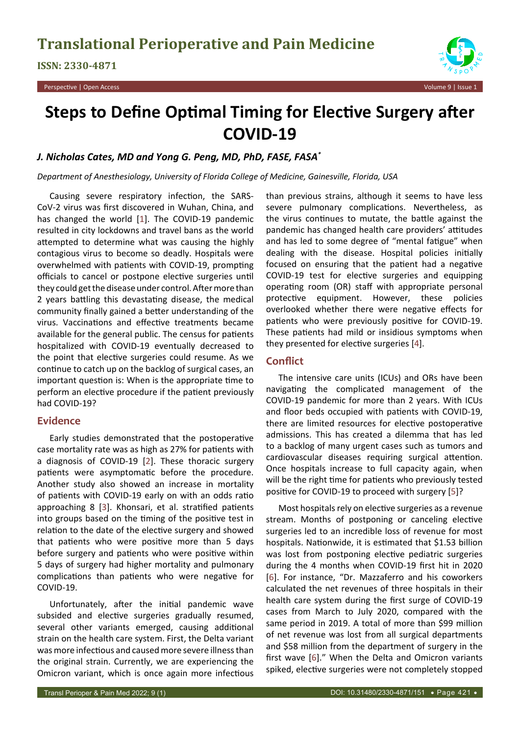# Steps to Define Optimal Timing for Elective Surgery after COVID-19

***J. Nicholas Cates, MD and Yong G. Peng, MD, PhD, FASE, FASA****

*Department of Anesthesiology, University of Florida College of Medicine, Gainesville, Florida, USA*

Causing severe respiratory infection, the SARS-CoV-2 virus was first discovered in Wuhan, China, and has changed the world [1]. The COVID-19 pandemic resulted in city lockdowns and travel bans as the world attempted to determine what was causing the highly contagious virus to become so deadly. Hospitals were overwhelmed with patients with COVID-19, prompting officials to cancel or postpone elective surgeries until they could get the disease under control. After more than 2 years battling this devastating disease, the medical community finally gained a better understanding of the virus. Vaccinations and effective treatments became available for the general public. The census for patients hospitalized with COVID-19 eventually decreased to the point that elective surgeries could resume. As we continue to catch up on the backlog of surgical cases, an important question is: When is the appropriate time to perform an elective procedure if the patient previously had COVID-19?

## Evidence

Early studies demonstrated that the postoperative case mortality rate was as high as 27% for patients with a diagnosis of COVID-19 [2]. These thoracic surgery patients were asymptomatic before the procedure. Another study also showed an increase in mortality of patients with COVID-19 early on with an odds ratio approaching 8 [3]. Khonsari, et al. stratified patients into groups based on the timing of the positive test in relation to the date of the elective surgery and showed that patients who were positive more than 5 days before surgery and patients who were positive within 5 days of surgery had higher mortality and pulmonary complications than patients who were negative for COVID-19.

Unfortunately, after the initial pandemic wave subsided and elective surgeries gradually resumed, several other variants emerged, causing additional strain on the health care system. First, the Delta variant was more infectious and caused more severe illness than the original strain. Currently, we are experiencing the Omicron variant, which is once again more infectious than previous strains, although it seems to have less severe pulmonary complications. Nevertheless, as the virus continues to mutate, the battle against the pandemic has changed health care providers' attitudes and has led to some degree of "mental fatigue" when dealing with the disease. Hospital policies initially focused on ensuring that the patient had a negative COVID-19 test for elective surgeries and equipping operating room (OR) staff with appropriate personal protective equipment. However, these policies overlooked whether there were negative effects for patients who were previously positive for COVID-19. These patients had mild or insidious symptoms when they presented for elective surgeries [4].

## Conflict

The intensive care units (ICUs) and ORs have been navigating the complicated management of the COVID-19 pandemic for more than 2 years. With ICUs and floor beds occupied with patients with COVID-19, there are limited resources for elective postoperative admissions. This has created a dilemma that has led to a backlog of many urgent cases such as tumors and cardiovascular diseases requiring surgical attention. Once hospitals increase to full capacity again, when will be the right time for patients who previously tested positive for COVID-19 to proceed with surgery [5]?

Most hospitals rely on elective surgeries as a revenue stream. Months of postponing or canceling elective surgeries led to an incredible loss of revenue for most hospitals. Nationwide, it is estimated that $1.53 billion was lost from postponing elective pediatric surgeries during the 4 months when COVID-19 first hit in 2020 [6]. For instance, "Dr. Mazzaferro and his coworkers calculated the net revenues of three hospitals in their health care system during the first surge of COVID-19 cases from March to July 2020, compared with the same period in 2019. A total of more than $99 million of net revenue was lost from all surgical departments and $58 million from the department of surgery in the first wave [6]." When the Delta and Omicron variants spiked, elective surgeries were not completely stopped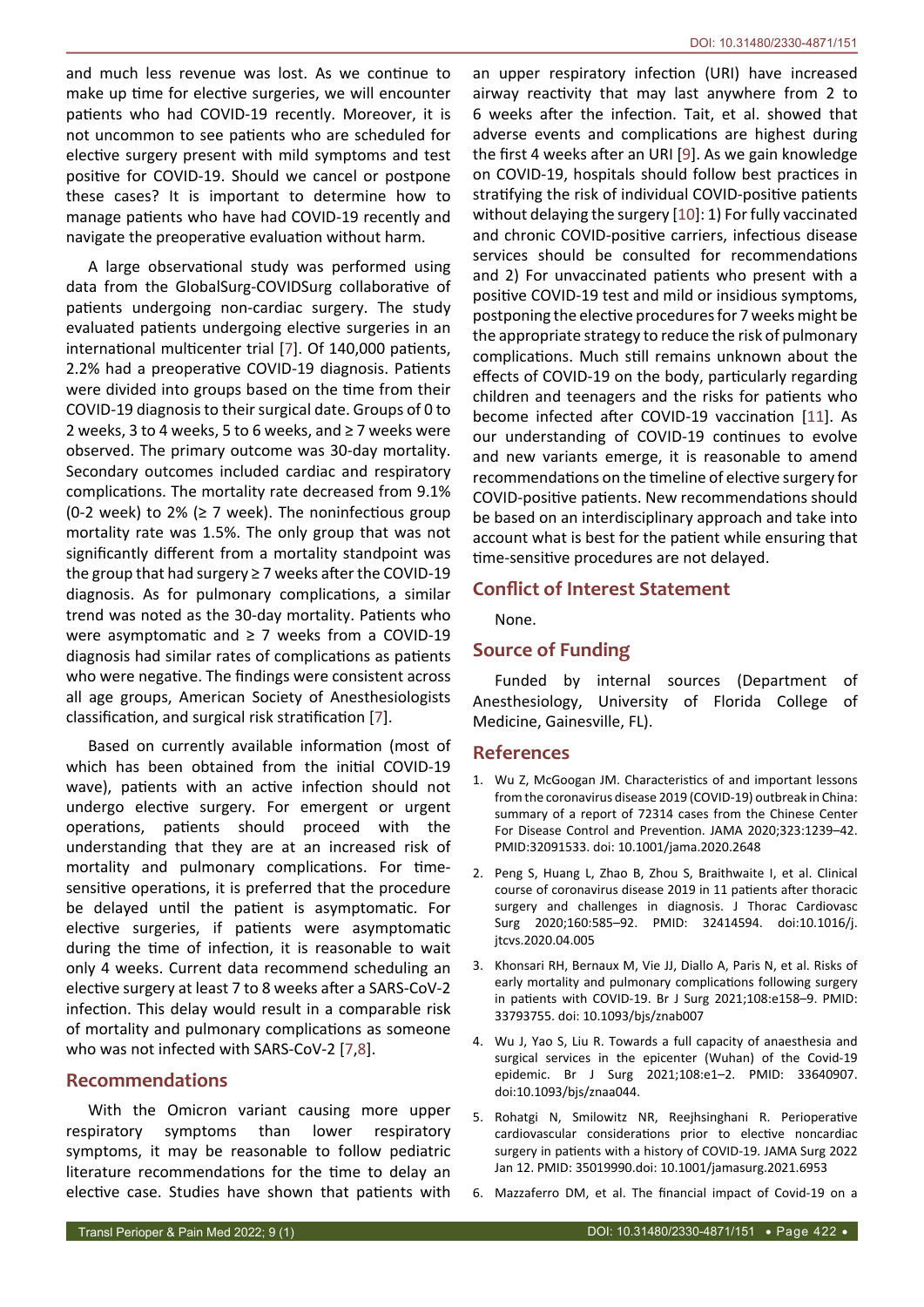and much less revenue was lost. As we continue to make up time for elective surgeries, we will encounter patients who had COVID-19 recently. Moreover, it is not uncommon to see patients who are scheduled for elective surgery present with mild symptoms and test positive for COVID-19. Should we cancel or postpone these cases? It is important to determine how to manage patients who have had COVID-19 recently and navigate the preoperative evaluation without harm.

A large observational study was performed using data from the GlobalSurg-COVIDSurg collaborative of patients undergoing non-cardiac surgery. The study evaluated patients undergoing elective surgeries in an international multicenter trial [7]. Of 140,000 patients, 2.2% had a preoperative COVID-19 diagnosis. Patients were divided into groups based on the time from their COVID-19 diagnosis to their surgical date. Groups of 0 to 2 weeks, 3 to 4 weeks, 5 to 6 weeks, and ≥ 7 weeks were observed. The primary outcome was 30-day mortality. Secondary outcomes included cardiac and respiratory complications. The mortality rate decreased from 9.1% (0-2 week) to 2% (≥ 7 week). The noninfectious group mortality rate was 1.5%. The only group that was not significantly different from a mortality standpoint was the group that had surgery ≥ 7 weeks after the COVID-19 diagnosis. As for pulmonary complications, a similar trend was noted as the 30-day mortality. Patients who were asymptomatic and ≥ 7 weeks from a COVID-19 diagnosis had similar rates of complications as patients who were negative. The findings were consistent across all age groups, American Society of Anesthesiologists classification, and surgical risk stratification [7].

Based on currently available information (most of which has been obtained from the initial COVID-19 wave), patients with an active infection should not undergo elective surgery. For emergent or urgent operations, patients should proceed with the understanding that they are at an increased risk of mortality and pulmonary complications. For time-sensitive operations, it is preferred that the procedure be delayed until the patient is asymptomatic. For elective surgeries, if patients were asymptomatic during the time of infection, it is reasonable to wait only 4 weeks. Current data recommend scheduling an elective surgery at least 7 to 8 weeks after a SARS-CoV-2 infection. This delay would result in a comparable risk of mortality and pulmonary complications as someone who was not infected with SARS-CoV-2 [7,8].

## Recommendations

With the Omicron variant causing more upper respiratory symptoms than lower respiratory symptoms, it may be reasonable to follow pediatric literature recommendations for the time to delay an elective case. Studies have shown that patients with an upper respiratory infection (URI) have increased airway reactivity that may last anywhere from 2 to 6 weeks after the infection. Tait, et al. showed that adverse events and complications are highest during the first 4 weeks after an URI [9]. As we gain knowledge on COVID-19, hospitals should follow best practices in stratifying the risk of individual COVID-positive patients without delaying the surgery [10]: 1) For fully vaccinated and chronic COVID-positive carriers, infectious disease services should be consulted for recommendations and 2) For unvaccinated patients who present with a positive COVID-19 test and mild or insidious symptoms, postponing the elective procedures for 7 weeks might be the appropriate strategy to reduce the risk of pulmonary complications. Much still remains unknown about the effects of COVID-19 on the body, particularly regarding children and teenagers and the risks for patients who become infected after COVID-19 vaccination [11]. As our understanding of COVID-19 continues to evolve and new variants emerge, it is reasonable to amend recommendations on the timeline of elective surgery for COVID-positive patients. New recommendations should be based on an interdisciplinary approach and take into account what is best for the patient while ensuring that time-sensitive procedures are not delayed.

## Conflict of Interest Statement

None.

## Source of Funding

Funded by internal sources (Department of Anesthesiology, University of Florida College of Medicine, Gainesville, FL).

## References

1. Wu Z, McGoogan JM. Characteristics of and important lessons from the coronavirus disease 2019 (COVID-19) outbreak in China: summary of a report of 72314 cases from the Chinese Center For Disease Control and Prevention. JAMA 2020;323:1239–42. PMID:32091533. doi: 10.1001/jama.2020.2648
2. Peng S, Huang L, Zhao B, Zhou S, Braithwaite I, et al. Clinical course of coronavirus disease 2019 in 11 patients after thoracic surgery and challenges in diagnosis. J Thorac Cardiovasc Surg 2020;160:585–92. PMID: 32414594. doi:10.1016/j.jtcvs.2020.04.005
3. Khonsari RH, Bernaux M, Vie JJ, Diallo A, Paris N, et al. Risks of early mortality and pulmonary complications following surgery in patients with COVID-19. Br J Surg 2021;108:e158–9. PMID: 33793755. doi: 10.1093/bjs/znab007
4. Wu J, Yao S, Liu R. Towards a full capacity of anaesthesia and surgical services in the epicenter (Wuhan) of the Covid-19 epidemic. Br J Surg 2021;108:e1–2. PMID: 33640907. doi:10.1093/bjs/znaa044.
5. Rohatgi N, Smilowitz NR, Reejhsinghani R. Perioperative cardiovascular considerations prior to elective noncardiac surgery in patients with a history of COVID-19. JAMA Surg 2022 Jan 12. PMID: 35019990.doi: 10.1001/jamasurg.2021.6953
6. Mazzaferro DM, et al. The financial impact of Covid-19 on a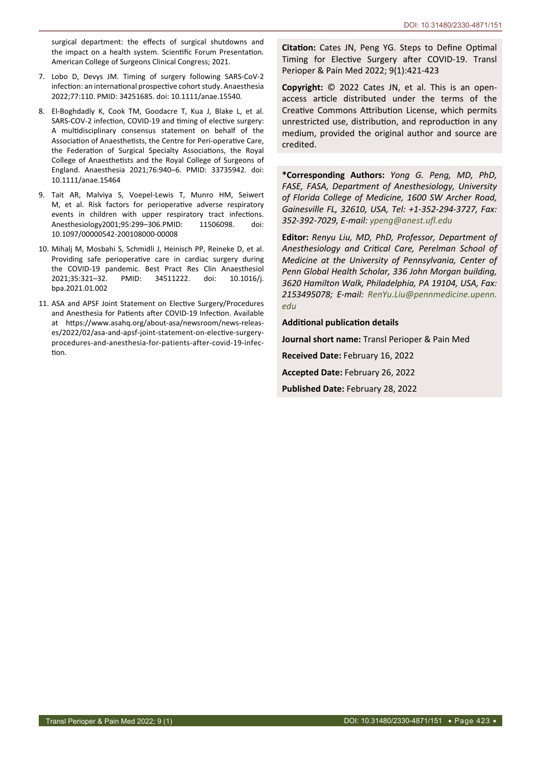surgical department: the effects of surgical shutdowns and the impact on a health system. Scientific Forum Presentation. American College of Surgeons Clinical Congress; 2021.

7. Lobo D, Devys JM. Timing of surgery following SARS-CoV-2 infection: an international prospective cohort study. Anaesthesia 2022;77:110. PMID: 34251685. doi: 10.1111/anae.15540.
8. El-Boghdadly K, Cook TM, Goodacre T, Kua J, Blake L, et al. SARS-COV-2 infection, COVID-19 and timing of elective surgery: A multidisciplinary consensus statement on behalf of the Association of Anaesthetists, the Centre for Peri-operative Care, the Federation of Surgical Specialty Associations, the Royal College of Anaesthetists and the Royal College of Surgeons of England. Anaesthesia 2021;76:940–6. PMID: 33735942. doi: 10.1111/anae.15464
9. Tait AR, Malviya S, Voepel-Lewis T, Munro HM, Seiwert M, et al. Risk factors for perioperative adverse respiratory events in children with upper respiratory tract infections. Anesthesiology2001;95:299–306.PMID: 11506098. doi: 10.1097/00000542-200108000-00008
10. Mihalj M, Mosbahi S, Schmidli J, Heinisch PP, Reineke D, et al. Providing safe perioperative care in cardiac surgery during the COVID-19 pandemic. Best Pract Res Clin Anaesthesiol 2021;35:321–32. PMID: 34511222. doi: 10.1016/j.bpa.2021.01.002
11. ASA and APSF Joint Statement on Elective Surgery/Procedures and Anesthesia for Patients after COVID-19 Infection. Available at https://www.asahq.org/about-asa/newsroom/news-releases/2022/02/asa-and-apsf-joint-statement-on-elective-surgery-procedures-and-anesthesia-for-patients-after-covid-19-infection.

**Citation:** Cates JN, Peng YG. Steps to Define Optimal Timing for Elective Surgery after COVID-19. Transl Perioper & Pain Med 2022; 9(1):421-423

**Copyright:** © 2022 Cates JN, et al. This is an open-access article distributed under the terms of the Creative Commons Attribution License, which permits unrestricted use, distribution, and reproduction in any medium, provided the original author and source are credited.

**\*Corresponding Authors:** *Yong G. Peng, MD, PhD, FASE, FASA, Department of Anesthesiology, University of Florida College of Medicine, 1600 SW Archer Road, Gainesville FL, 32610, USA, Tel: +1-352-294-3727, Fax: 352-392-7029, E-mail: ypeng@anest.ufl.edu*

**Editor:** *Renyu Liu, MD, PhD, Professor, Department of Anesthesiology and Critical Care, Perelman School of Medicine at the University of Pennsylvania, Center of Penn Global Health Scholar, 336 John Morgan building, 3620 Hamilton Walk, Philadelphia, PA 19104, USA, Fax: 2153495078; E-mail: RenYu.Liu@pennmedicine.upenn.edu*

**Additional publication details**

**Journal short name:** Transl Perioper & Pain Med

**Received Date:** February 16, 2022

**Accepted Date:** February 26, 2022

**Published Date:** February 28, 2022